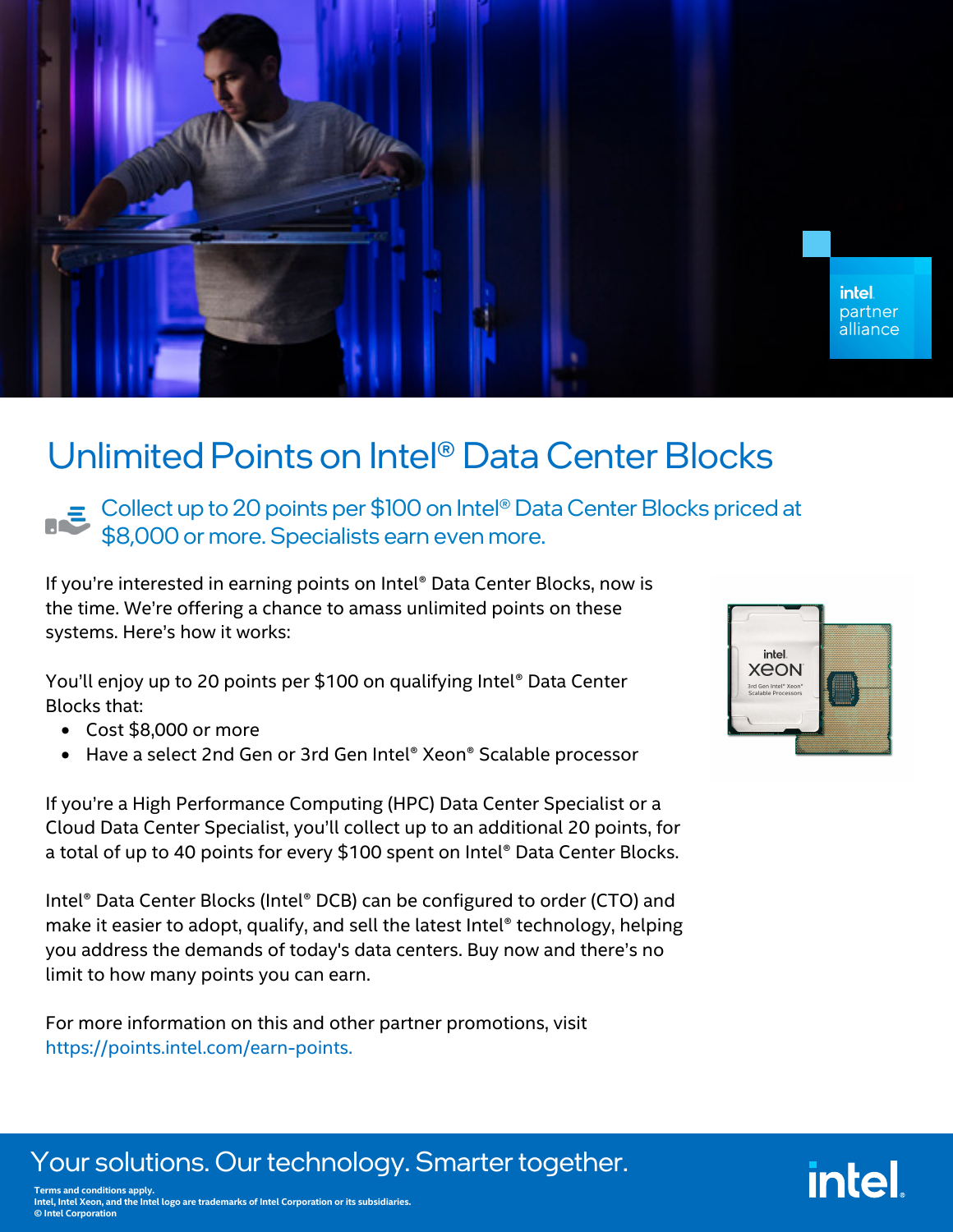# Unlimited Points on Intel® Data Center Blocks

## Collect up to 20 points per $100 on Intel® Data Center Blocks priced at $8,000 or more. Specialists earn even more.

If you're interested in earning points on Intel® Data Center Blocks, now is the time. We're offering a chance to amass unlimited points on these systems. Here's how it works:

You'll enjoy up to 20 points per $100 on qualifying Intel® Data Center Blocks that:

- Cost $8,000 or more
- Have a select 2nd Gen or 3rd Gen Intel® Xeon® Scalable processor

If you're a High Performance Computing (HPC) Data Center Specialist or a Cloud Data Center Specialist, you'll collect up to an additional 20 points, for a total of up to 40 points for every $100 spent on Intel® Data Center Blocks.

Intel® Data Center Blocks (Intel® DCB) can be configured to order (CTO) and make it easier to adopt, qualify, and sell the latest Intel® technology, helping you address the demands of today's data centers. Buy now and there's no limit to how many points you can earn.

For more information on this and other partner promotions, visit https://points.intel.com/earn-points.

Your solutions. Our technology. Smarter together.

**Terms and conditions apply.**
**Intel, Intel Xeon, and the Intel logo are trademarks of Intel Corporation or its subsidiaries.**
**© Intel Corporation**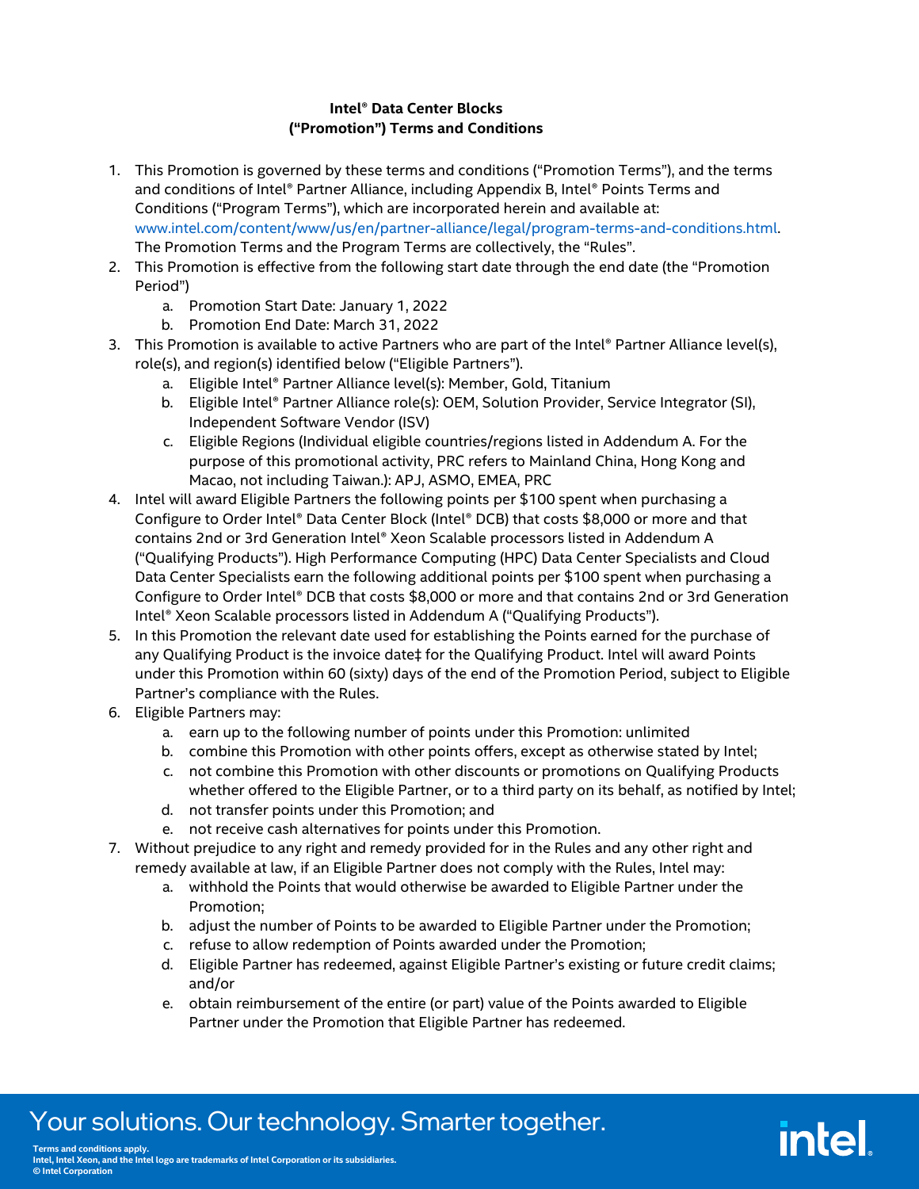**Intel® Data Center Blocks**
**("Promotion") Terms and Conditions**

1. This Promotion is governed by these terms and conditions ("Promotion Terms"), and the terms and conditions of Intel® Partner Alliance, including Appendix B, Intel® Points Terms and Conditions ("Program Terms"), which are incorporated herein and available at: www.intel.com/content/www/us/en/partner-alliance/legal/program-terms-and-conditions.html. The Promotion Terms and the Program Terms are collectively, the "Rules".
2. This Promotion is effective from the following start date through the end date (the "Promotion Period")
   a. Promotion Start Date: January 1, 2022
   b. Promotion End Date: March 31, 2022
3. This Promotion is available to active Partners who are part of the Intel® Partner Alliance level(s), role(s), and region(s) identified below ("Eligible Partners").
   a. Eligible Intel® Partner Alliance level(s): Member, Gold, Titanium
   b. Eligible Intel® Partner Alliance role(s): OEM, Solution Provider, Service Integrator (SI), Independent Software Vendor (ISV)
   c. Eligible Regions (Individual eligible countries/regions listed in Addendum A. For the purpose of this promotional activity, PRC refers to Mainland China, Hong Kong and Macao, not including Taiwan.): APJ, ASMO, EMEA, PRC
4. Intel will award Eligible Partners the following points per $100 spent when purchasing a Configure to Order Intel® Data Center Block (Intel® DCB) that costs $8,000 or more and that contains 2nd or 3rd Generation Intel® Xeon Scalable processors listed in Addendum A ("Qualifying Products"). High Performance Computing (HPC) Data Center Specialists and Cloud Data Center Specialists earn the following additional points per $100 spent when purchasing a Configure to Order Intel® DCB that costs $8,000 or more and that contains 2nd or 3rd Generation Intel® Xeon Scalable processors listed in Addendum A ("Qualifying Products").
5. In this Promotion the relevant date used for establishing the Points earned for the purchase of any Qualifying Product is the invoice date‡ for the Qualifying Product. Intel will award Points under this Promotion within 60 (sixty) days of the end of the Promotion Period, subject to Eligible Partner's compliance with the Rules.
6. Eligible Partners may:
   a. earn up to the following number of points under this Promotion: unlimited
   b. combine this Promotion with other points offers, except as otherwise stated by Intel;
   c. not combine this Promotion with other discounts or promotions on Qualifying Products whether offered to the Eligible Partner, or to a third party on its behalf, as notified by Intel;
   d. not transfer points under this Promotion; and
   e. not receive cash alternatives for points under this Promotion.
7. Without prejudice to any right and remedy provided for in the Rules and any other right and remedy available at law, if an Eligible Partner does not comply with the Rules, Intel may:
   a. withhold the Points that would otherwise be awarded to Eligible Partner under the Promotion;
   b. adjust the number of Points to be awarded to Eligible Partner under the Promotion;
   c. refuse to allow redemption of Points awarded under the Promotion;
   d. Eligible Partner has redeemed, against Eligible Partner's existing or future credit claims; and/or
   e. obtain reimbursement of the entire (or part) value of the Points awarded to Eligible Partner under the Promotion that Eligible Partner has redeemed.

Your solutions. Our technology. Smarter together.

Terms and conditions apply.
Intel, Intel Xeon, and the Intel logo are trademarks of Intel Corporation or its subsidiaries.
© Intel Corporation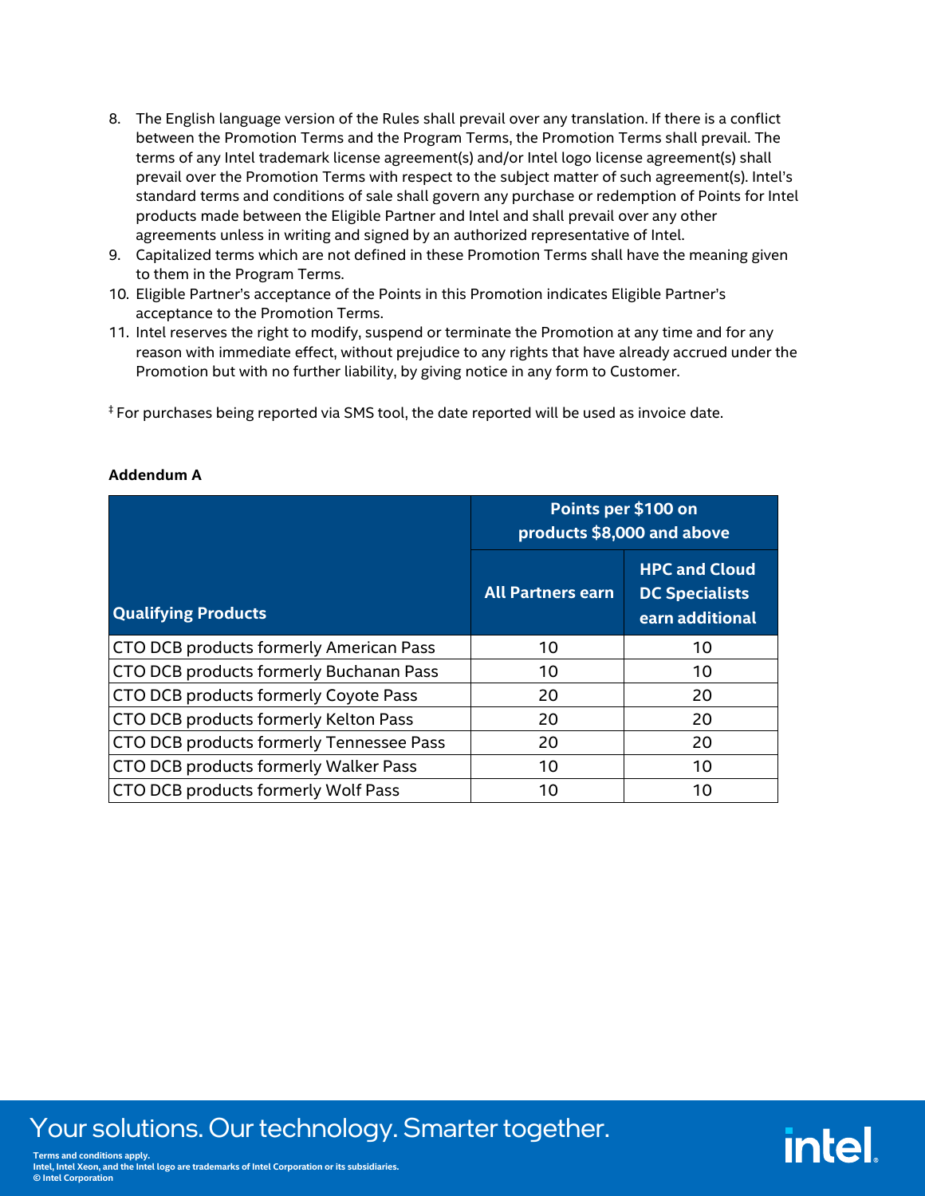8. The English language version of the Rules shall prevail over any translation. If there is a conflict between the Promotion Terms and the Program Terms, the Promotion Terms shall prevail. The terms of any Intel trademark license agreement(s) and/or Intel logo license agreement(s) shall prevail over the Promotion Terms with respect to the subject matter of such agreement(s). Intel's standard terms and conditions of sale shall govern any purchase or redemption of Points for Intel products made between the Eligible Partner and Intel and shall prevail over any other agreements unless in writing and signed by an authorized representative of Intel.
9. Capitalized terms which are not defined in these Promotion Terms shall have the meaning given to them in the Program Terms.
10. Eligible Partner's acceptance of the Points in this Promotion indicates Eligible Partner's acceptance to the Promotion Terms.
11. Intel reserves the right to modify, suspend or terminate the Promotion at any time and for any reason with immediate effect, without prejudice to any rights that have already accrued under the Promotion but with no further liability, by giving notice in any form to Customer.

‡ For purchases being reported via SMS tool, the date reported will be used as invoice date.

**Addendum A**

| Qualifying Products | Points per $100 on products $8,000 and above | |
|---|---|---|
| | All Partners earn | HPC and Cloud DC Specialists earn additional |
| CTO DCB products formerly American Pass | 10 | 10 |
| CTO DCB products formerly Buchanan Pass | 10 | 10 |
| CTO DCB products formerly Coyote Pass | 20 | 20 |
| CTO DCB products formerly Kelton Pass | 20 | 20 |
| CTO DCB products formerly Tennessee Pass | 20 | 20 |
| CTO DCB products formerly Walker Pass | 10 | 10 |
| CTO DCB products formerly Wolf Pass | 10 | 10 |

Your solutions. Our technology. Smarter together.

Terms and conditions apply.
Intel, Intel Xeon, and the Intel logo are trademarks of Intel Corporation or its subsidiaries.
© Intel Corporation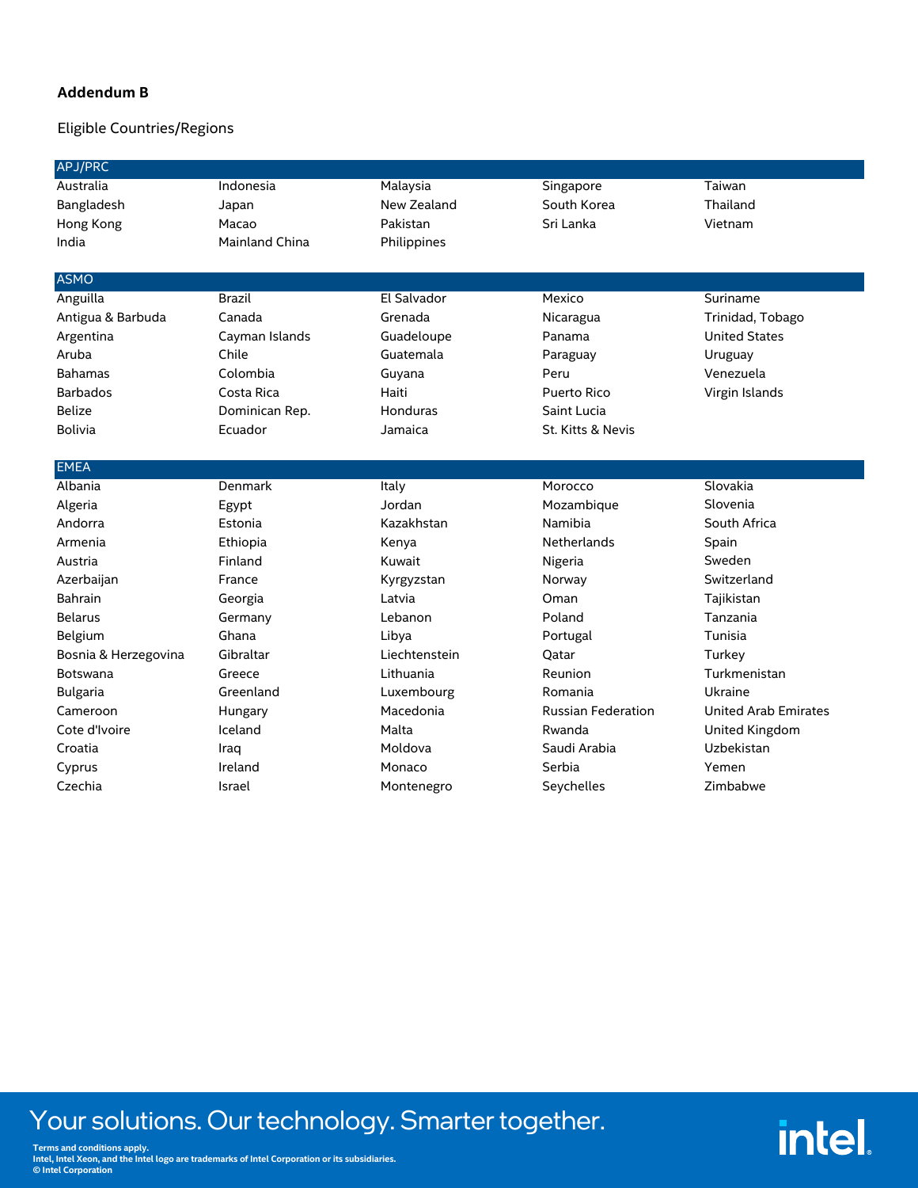**Addendum B**

Eligible Countries/Regions

| APJ/PRC | | | | |
|---|---|---|---|---|
| Australia | Indonesia | Malaysia | Singapore | Taiwan |
| Bangladesh | Japan | New Zealand | South Korea | Thailand |
| Hong Kong | Macao | Pakistan | Sri Lanka | Vietnam |
| India | Mainland China | Philippines | | |

| ASMO | | | | |
|---|---|---|---|---|
| Anguilla | Brazil | El Salvador | Mexico | Suriname |
| Antigua & Barbuda | Canada | Grenada | Nicaragua | Trinidad, Tobago |
| Argentina | Cayman Islands | Guadeloupe | Panama | United States |
| Aruba | Chile | Guatemala | Paraguay | Uruguay |
| Bahamas | Colombia | Guyana | Peru | Venezuela |
| Barbados | Costa Rica | Haiti | Puerto Rico | Virgin Islands |
| Belize | Dominican Rep. | Honduras | Saint Lucia | |
| Bolivia | Ecuador | Jamaica | St. Kitts & Nevis | |

| EMEA | | | | |
|---|---|---|---|---|
| Albania | Denmark | Italy | Morocco | Slovakia |
| Algeria | Egypt | Jordan | Mozambique | Slovenia |
| Andorra | Estonia | Kazakhstan | Namibia | South Africa |
| Armenia | Ethiopia | Kenya | Netherlands | Spain |
| Austria | Finland | Kuwait | Nigeria | Sweden |
| Azerbaijan | France | Kyrgyzstan | Norway | Switzerland |
| Bahrain | Georgia | Latvia | Oman | Tajikistan |
| Belarus | Germany | Lebanon | Poland | Tanzania |
| Belgium | Ghana | Libya | Portugal | Tunisia |
| Bosnia & Herzegovina | Gibraltar | Liechtenstein | Qatar | Turkey |
| Botswana | Greece | Lithuania | Reunion | Turkmenistan |
| Bulgaria | Greenland | Luxembourg | Romania | Ukraine |
| Cameroon | Hungary | Macedonia | Russian Federation | United Arab Emirates |
| Cote d'Ivoire | Iceland | Malta | Rwanda | United Kingdom |
| Croatia | Iraq | Moldova | Saudi Arabia | Uzbekistan |
| Cyprus | Ireland | Monaco | Serbia | Yemen |
| Czechia | Israel | Montenegro | Seychelles | Zimbabwe |

Your solutions. Our technology. Smarter together.

Terms and conditions apply.
Intel, Intel Xeon, and the Intel logo are trademarks of Intel Corporation or its subsidiaries.
© Intel Corporation